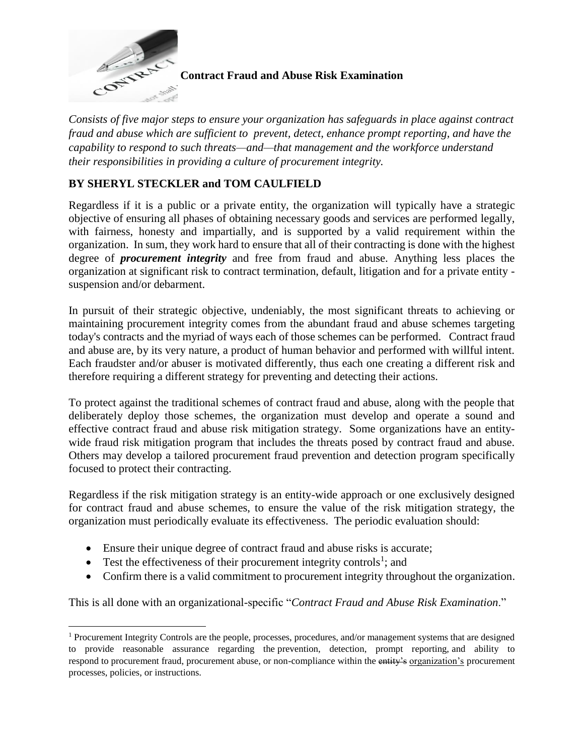# Contract Fraud and Abuse Risk Examination

*Consists of five major steps to ensure your organization has safeguards in place against contract fraud and abuse which are sufficient to prevent, detect, enhance prompt reporting, and have the capability to respond to such threats—and—that management and the workforce understand their responsibilities in providing a culture of procurement integrity.*

**BY SHERYL STECKLER and TOM CAULFIELD**

Regardless if it is a public or a private entity, the organization will typically have a strategic objective of ensuring all phases of obtaining necessary goods and services are performed legally, with fairness, honesty and impartially, and is supported by a valid requirement within the organization. In sum, they work hard to ensure that all of their contracting is done with the highest degree of ***procurement integrity*** and free from fraud and abuse. Anything less places the organization at significant risk to contract termination, default, litigation and for a private entity - suspension and/or debarment.

In pursuit of their strategic objective, undeniably, the most significant threats to achieving or maintaining procurement integrity comes from the abundant fraud and abuse schemes targeting today's contracts and the myriad of ways each of those schemes can be performed. Contract fraud and abuse are, by its very nature, a product of human behavior and performed with willful intent. Each fraudster and/or abuser is motivated differently, thus each one creating a different risk and therefore requiring a different strategy for preventing and detecting their actions.

To protect against the traditional schemes of contract fraud and abuse, along with the people that deliberately deploy those schemes, the organization must develop and operate a sound and effective contract fraud and abuse risk mitigation strategy. Some organizations have an entity-wide fraud risk mitigation program that includes the threats posed by contract fraud and abuse. Others may develop a tailored procurement fraud prevention and detection program specifically focused to protect their contracting.

Regardless if the risk mitigation strategy is an entity-wide approach or one exclusively designed for contract fraud and abuse schemes, to ensure the value of the risk mitigation strategy, the organization must periodically evaluate its effectiveness. The periodic evaluation should:

- Ensure their unique degree of contract fraud and abuse risks is accurate;
- Test the effectiveness of their procurement integrity controls[1]; and
- Confirm there is a valid commitment to procurement integrity throughout the organization.

This is all done with an organizational-specific "*Contract Fraud and Abuse Risk Examination*."

---

[1] Procurement Integrity Controls are the people, processes, procedures, and/or management systems that are designed to provide reasonable assurance regarding the prevention, detection, prompt reporting, and ability to respond to procurement fraud, procurement abuse, or non-compliance within the ~~entity's~~ organization's procurement processes, policies, or instructions.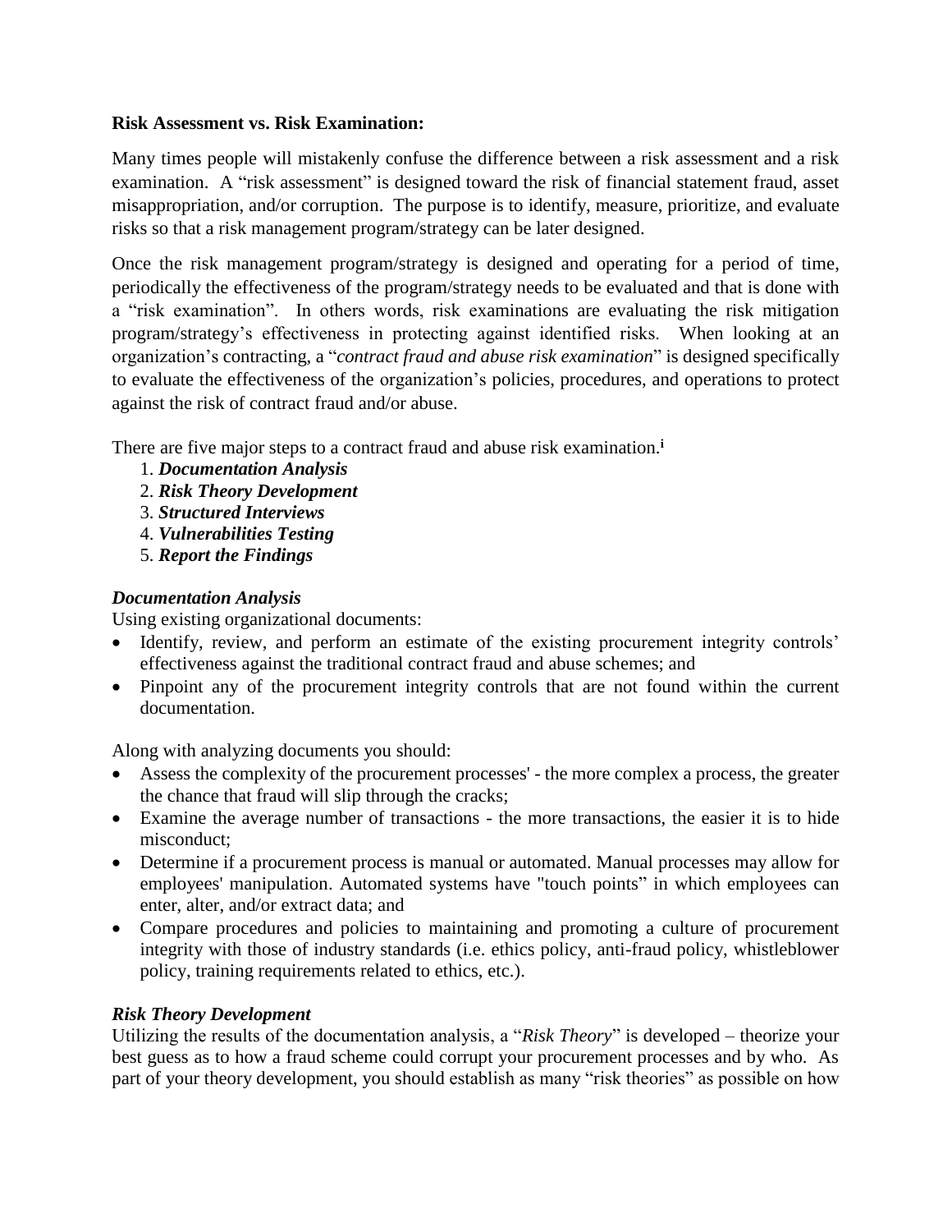**Risk Assessment vs. Risk Examination:**

Many times people will mistakenly confuse the difference between a risk assessment and a risk examination. A "risk assessment" is designed toward the risk of financial statement fraud, asset misappropriation, and/or corruption. The purpose is to identify, measure, prioritize, and evaluate risks so that a risk management program/strategy can be later designed.

Once the risk management program/strategy is designed and operating for a period of time, periodically the effectiveness of the program/strategy needs to be evaluated and that is done with a "risk examination". In others words, risk examinations are evaluating the risk mitigation program/strategy's effectiveness in protecting against identified risks. When looking at an organization's contracting, a "*contract fraud and abuse risk examination*" is designed specifically to evaluate the effectiveness of the organization's policies, procedures, and operations to protect against the risk of contract fraud and/or abuse.

There are five major steps to a contract fraud and abuse risk examination.[i]

1. ***Documentation Analysis***
2. ***Risk Theory Development***
3. ***Structured Interviews***
4. ***Vulnerabilities Testing***
5. ***Report the Findings***

***Documentation Analysis***

Using existing organizational documents:

- Identify, review, and perform an estimate of the existing procurement integrity controls' effectiveness against the traditional contract fraud and abuse schemes; and
- Pinpoint any of the procurement integrity controls that are not found within the current documentation.

Along with analyzing documents you should:

- Assess the complexity of the procurement processes' - the more complex a process, the greater the chance that fraud will slip through the cracks;
- Examine the average number of transactions - the more transactions, the easier it is to hide misconduct;
- Determine if a procurement process is manual or automated. Manual processes may allow for employees' manipulation. Automated systems have "touch points" in which employees can enter, alter, and/or extract data; and
- Compare procedures and policies to maintaining and promoting a culture of procurement integrity with those of industry standards (i.e. ethics policy, anti-fraud policy, whistleblower policy, training requirements related to ethics, etc.).

***Risk Theory Development***

Utilizing the results of the documentation analysis, a "*Risk Theory*" is developed – theorize your best guess as to how a fraud scheme could corrupt your procurement processes and by who. As part of your theory development, you should establish as many "risk theories" as possible on how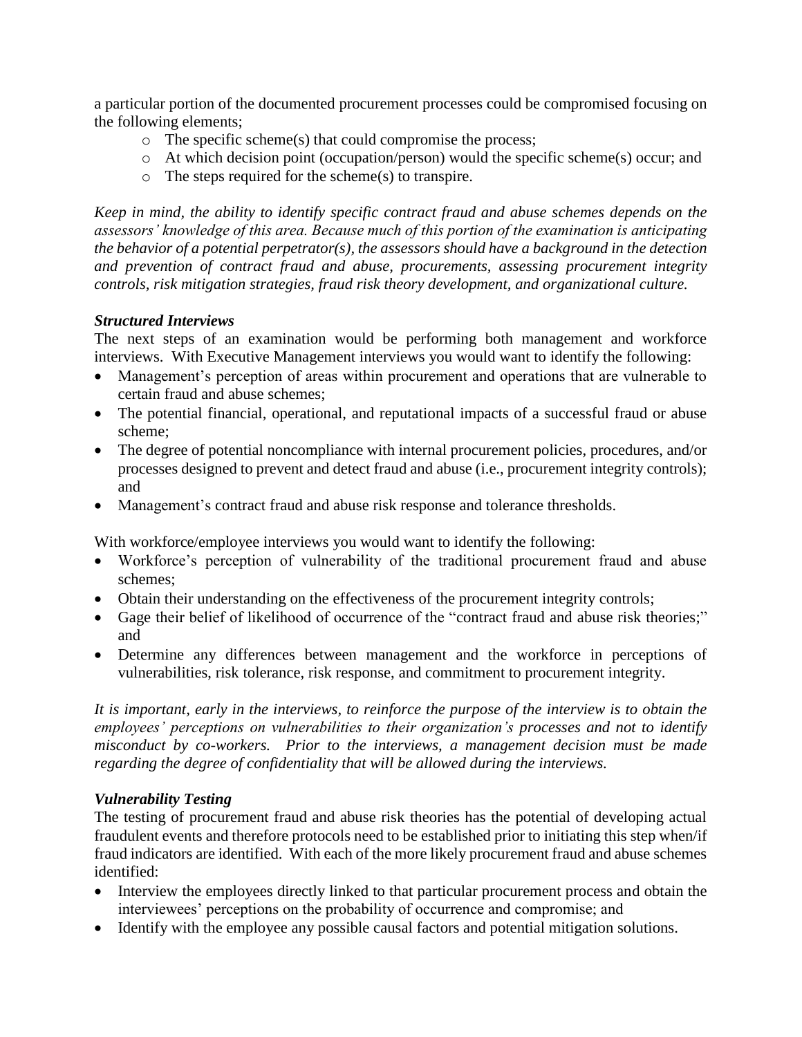a particular portion of the documented procurement processes could be compromised focusing on the following elements;

- The specific scheme(s) that could compromise the process;
- At which decision point (occupation/person) would the specific scheme(s) occur; and
- The steps required for the scheme(s) to transpire.

*Keep in mind, the ability to identify specific contract fraud and abuse schemes depends on the assessors' knowledge of this area. Because much of this portion of the examination is anticipating the behavior of a potential perpetrator(s), the assessors should have a background in the detection and prevention of contract fraud and abuse, procurements, assessing procurement integrity controls, risk mitigation strategies, fraud risk theory development, and organizational culture.*

***Structured Interviews***

The next steps of an examination would be performing both management and workforce interviews. With Executive Management interviews you would want to identify the following:

- Management's perception of areas within procurement and operations that are vulnerable to certain fraud and abuse schemes;
- The potential financial, operational, and reputational impacts of a successful fraud or abuse scheme;
- The degree of potential noncompliance with internal procurement policies, procedures, and/or processes designed to prevent and detect fraud and abuse (i.e., procurement integrity controls); and
- Management's contract fraud and abuse risk response and tolerance thresholds.

With workforce/employee interviews you would want to identify the following:

- Workforce's perception of vulnerability of the traditional procurement fraud and abuse schemes;
- Obtain their understanding on the effectiveness of the procurement integrity controls;
- Gage their belief of likelihood of occurrence of the "contract fraud and abuse risk theories;" and
- Determine any differences between management and the workforce in perceptions of vulnerabilities, risk tolerance, risk response, and commitment to procurement integrity.

*It is important, early in the interviews, to reinforce the purpose of the interview is to obtain the employees' perceptions on vulnerabilities to their organization's processes and not to identify misconduct by co-workers. Prior to the interviews, a management decision must be made regarding the degree of confidentiality that will be allowed during the interviews.*

***Vulnerability Testing***

The testing of procurement fraud and abuse risk theories has the potential of developing actual fraudulent events and therefore protocols need to be established prior to initiating this step when/if fraud indicators are identified. With each of the more likely procurement fraud and abuse schemes identified:

- Interview the employees directly linked to that particular procurement process and obtain the interviewees' perceptions on the probability of occurrence and compromise; and
- Identify with the employee any possible causal factors and potential mitigation solutions.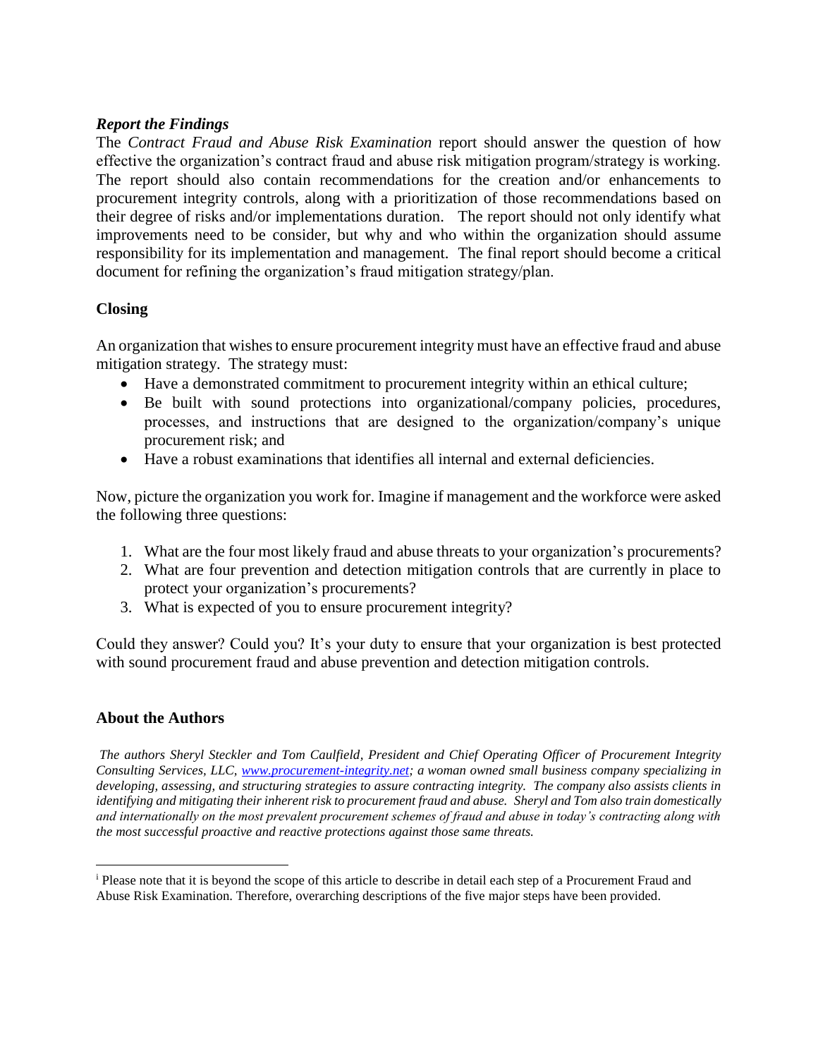### *Report the Findings*

The *Contract Fraud and Abuse Risk Examination* report should answer the question of how effective the organization's contract fraud and abuse risk mitigation program/strategy is working. The report should also contain recommendations for the creation and/or enhancements to procurement integrity controls, along with a prioritization of those recommendations based on their degree of risks and/or implementations duration. The report should not only identify what improvements need to be consider, but why and who within the organization should assume responsibility for its implementation and management. The final report should become a critical document for refining the organization's fraud mitigation strategy/plan.

## Closing

An organization that wishes to ensure procurement integrity must have an effective fraud and abuse mitigation strategy. The strategy must:

- Have a demonstrated commitment to procurement integrity within an ethical culture;
- Be built with sound protections into organizational/company policies, procedures, processes, and instructions that are designed to the organization/company's unique procurement risk; and
- Have a robust examinations that identifies all internal and external deficiencies.

Now, picture the organization you work for. Imagine if management and the workforce were asked the following three questions:

1. What are the four most likely fraud and abuse threats to your organization's procurements?
2. What are four prevention and detection mitigation controls that are currently in place to protect your organization's procurements?
3. What is expected of you to ensure procurement integrity?

Could they answer? Could you? It's your duty to ensure that your organization is best protected with sound procurement fraud and abuse prevention and detection mitigation controls.

## About the Authors

*The authors Sheryl Steckler and Tom Caulfield, President and Chief Operating Officer of Procurement Integrity Consulting Services, LLC, [www.procurement-integrity.net](http://www.procurement-integrity.net); a woman owned small business company specializing in developing, assessing, and structuring strategies to assure contracting integrity. The company also assists clients in identifying and mitigating their inherent risk to procurement fraud and abuse. Sheryl and Tom also train domestically and internationally on the most prevalent procurement schemes of fraud and abuse in today's contracting along with the most successful proactive and reactive protections against those same threats.*

---

[i] Please note that it is beyond the scope of this article to describe in detail each step of a Procurement Fraud and Abuse Risk Examination. Therefore, overarching descriptions of the five major steps have been provided.